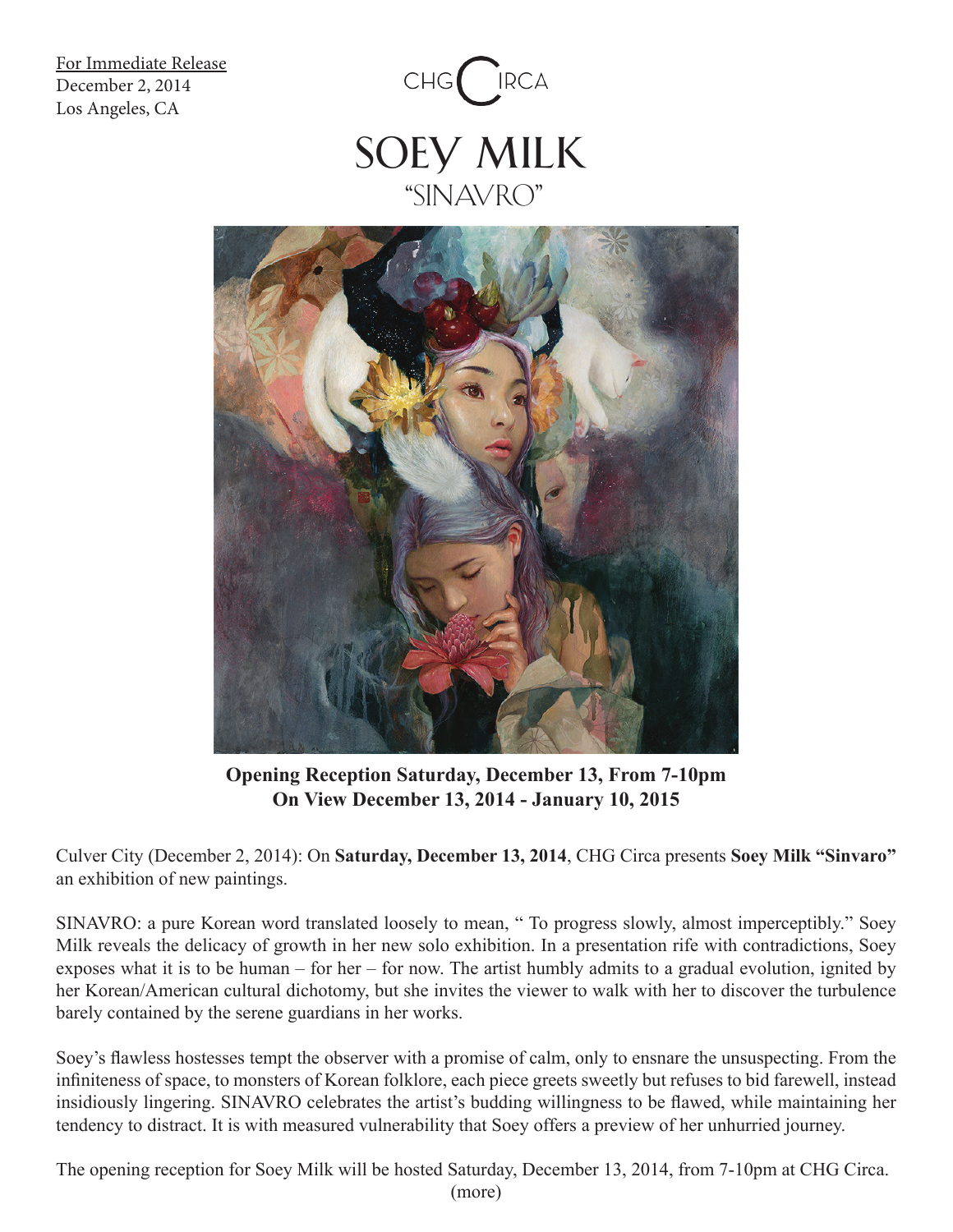For Immediate Release
December 2, 2014
Los Angeles, CA

CHG CIRCA

# SOEY MILK
## "SINAVRO"

**Opening Reception Saturday, December 13, From 7-10pm**
**On View December 13, 2014 - January 10, 2015**

Culver City (December 2, 2014): On **Saturday, December 13, 2014**, CHG Circa presents **Soey Milk "Sinvaro"** an exhibition of new paintings.

SINAVRO: a pure Korean word translated loosely to mean, " To progress slowly, almost imperceptibly." Soey Milk reveals the delicacy of growth in her new solo exhibition. In a presentation rife with contradictions, Soey exposes what it is to be human – for her – for now. The artist humbly admits to a gradual evolution, ignited by her Korean/American cultural dichotomy, but she invites the viewer to walk with her to discover the turbulence barely contained by the serene guardians in her works.

Soey's flawless hostesses tempt the observer with a promise of calm, only to ensnare the unsuspecting. From the infiniteness of space, to monsters of Korean folklore, each piece greets sweetly but refuses to bid farewell, instead insidiously lingering. SINAVRO celebrates the artist's budding willingness to be flawed, while maintaining her tendency to distract. It is with measured vulnerability that Soey offers a preview of her unhurried journey.

The opening reception for Soey Milk will be hosted Saturday, December 13, 2014, from 7-10pm at CHG Circa.

(more)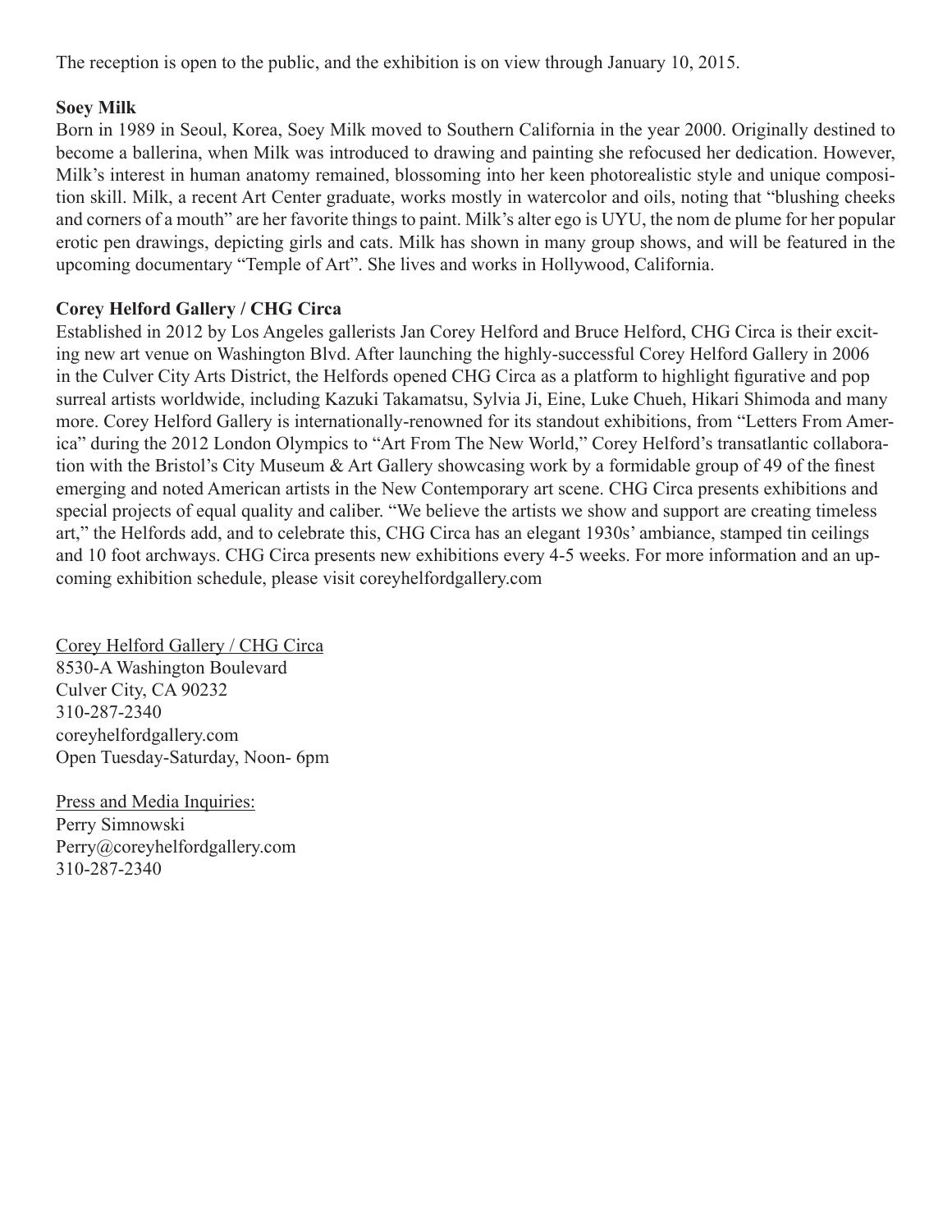The reception is open to the public, and the exhibition is on view through January 10, 2015.

**Soey Milk**

Born in 1989 in Seoul, Korea, Soey Milk moved to Southern California in the year 2000. Originally destined to become a ballerina, when Milk was introduced to drawing and painting she refocused her dedication. However, Milk's interest in human anatomy remained, blossoming into her keen photorealistic style and unique composition skill. Milk, a recent Art Center graduate, works mostly in watercolor and oils, noting that "blushing cheeks and corners of a mouth" are her favorite things to paint. Milk's alter ego is UYU, the nom de plume for her popular erotic pen drawings, depicting girls and cats. Milk has shown in many group shows, and will be featured in the upcoming documentary "Temple of Art". She lives and works in Hollywood, California.

**Corey Helford Gallery / CHG Circa**

Established in 2012 by Los Angeles gallerists Jan Corey Helford and Bruce Helford, CHG Circa is their exciting new art venue on Washington Blvd. After launching the highly-successful Corey Helford Gallery in 2006 in the Culver City Arts District, the Helfords opened CHG Circa as a platform to highlight figurative and pop surreal artists worldwide, including Kazuki Takamatsu, Sylvia Ji, Eine, Luke Chueh, Hikari Shimoda and many more. Corey Helford Gallery is internationally-renowned for its standout exhibitions, from "Letters From America" during the 2012 London Olympics to "Art From The New World," Corey Helford's transatlantic collaboration with the Bristol's City Museum & Art Gallery showcasing work by a formidable group of 49 of the finest emerging and noted American artists in the New Contemporary art scene. CHG Circa presents exhibitions and special projects of equal quality and caliber. "We believe the artists we show and support are creating timeless art," the Helfords add, and to celebrate this, CHG Circa has an elegant 1930s' ambiance, stamped tin ceilings and 10 foot archways. CHG Circa presents new exhibitions every 4-5 weeks. For more information and an upcoming exhibition schedule, please visit coreyhelfordgallery.com

Corey Helford Gallery / CHG Circa
8530-A Washington Boulevard
Culver City, CA 90232
310-287-2340
coreyhelfordgallery.com
Open Tuesday-Saturday, Noon- 6pm

Press and Media Inquiries:
Perry Simnowski
Perry@coreyhelfordgallery.com
310-287-2340